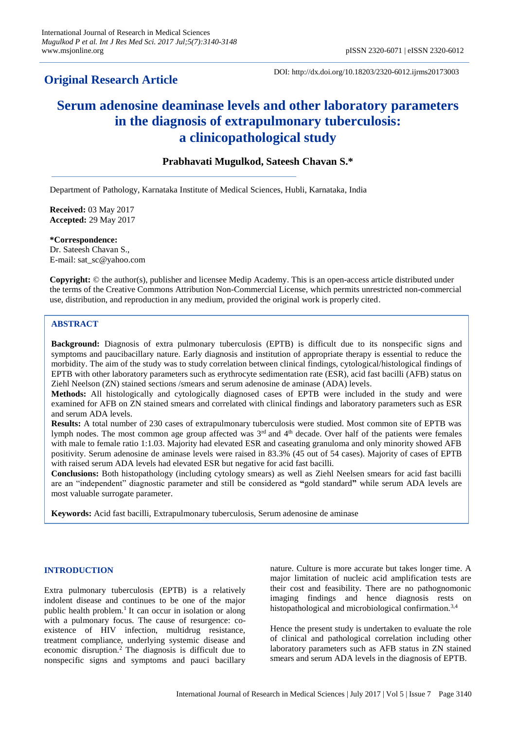## Original Research Article

DOI: http://dx.doi.org/10.18203/2320-6012.ijrms20173003

# Serum adenosine deaminase levels and other laboratory parameters in the diagnosis of extrapulmonary tuberculosis: a clinicopathological study

**Prabhavati Mugulkod, Sateesh Chavan S.\***

Department of Pathology, Karnataka Institute of Medical Sciences, Hubli, Karnataka, India

**Received:** 03 May 2017
**Accepted:** 29 May 2017

**\*Correspondence:**
Dr. Sateesh Chavan S.,
E-mail: sat_sc@yahoo.com

**Copyright:** © the author(s), publisher and licensee Medip Academy. This is an open-access article distributed under the terms of the Creative Commons Attribution Non-Commercial License, which permits unrestricted non-commercial use, distribution, and reproduction in any medium, provided the original work is properly cited.

### ABSTRACT

**Background:** Diagnosis of extra pulmonary tuberculosis (EPTB) is difficult due to its nonspecific signs and symptoms and paucibacillary nature. Early diagnosis and institution of appropriate therapy is essential to reduce the morbidity. The aim of the study was to study correlation between clinical findings, cytological/histological findings of EPTB with other laboratory parameters such as erythrocyte sedimentation rate (ESR), acid fast bacilli (AFB) status on Ziehl Neelson (ZN) stained sections /smears and serum adenosine de aminase (ADA) levels.

**Methods:** All histologically and cytologically diagnosed cases of EPTB were included in the study and were examined for AFB on ZN stained smears and correlated with clinical findings and laboratory parameters such as ESR and serum ADA levels.

**Results:** A total number of 230 cases of extrapulmonary tuberculosis were studied. Most common site of EPTB was lymph nodes. The most common age group affected was 3rd and 4th decade. Over half of the patients were females with male to female ratio 1:1.03. Majority had elevated ESR and caseating granuloma and only minority showed AFB positivity. Serum adenosine de aminase levels were raised in 83.3% (45 out of 54 cases). Majority of cases of EPTB with raised serum ADA levels had elevated ESR but negative for acid fast bacilli.

**Conclusions:** Both histopathology (including cytology smears) as well as Ziehl Neelsen smears for acid fast bacilli are an "independent" diagnostic parameter and still be considered as **"**gold standard**"** while serum ADA levels are most valuable surrogate parameter.

**Keywords:** Acid fast bacilli, Extrapulmonary tuberculosis, Serum adenosine de aminase

## INTRODUCTION

Extra pulmonary tuberculosis (EPTB) is a relatively indolent disease and continues to be one of the major public health problem.[1] It can occur in isolation or along with a pulmonary focus. The cause of resurgence: co-existence of HIV infection, multidrug resistance, treatment compliance, underlying systemic disease and economic disruption.[2] The diagnosis is difficult due to nonspecific signs and symptoms and pauci bacillary nature. Culture is more accurate but takes longer time. A major limitation of nucleic acid amplification tests are their cost and feasibility. There are no pathognomonic imaging findings and hence diagnosis rests on histopathological and microbiological confirmation.[3,4]

Hence the present study is undertaken to evaluate the role of clinical and pathological correlation including other laboratory parameters such as AFB status in ZN stained smears and serum ADA levels in the diagnosis of EPTB.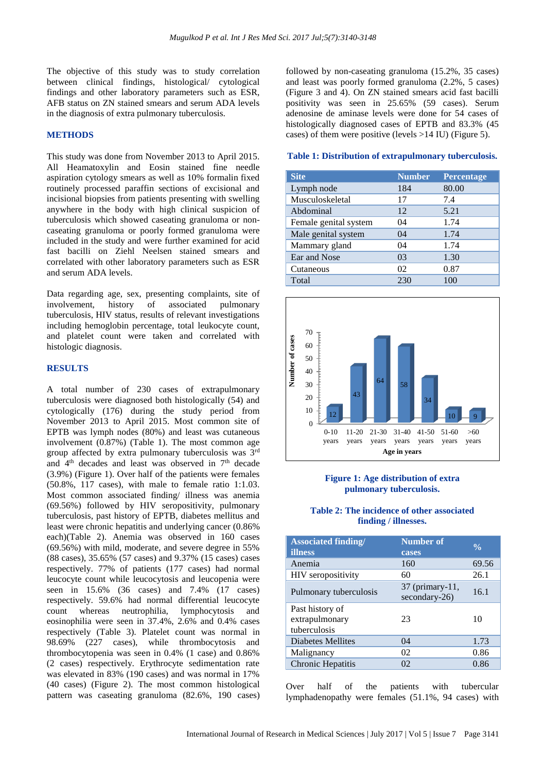The objective of this study was to study correlation between clinical findings, histological/ cytological findings and other laboratory parameters such as ESR, AFB status on ZN stained smears and serum ADA levels in the diagnosis of extra pulmonary tuberculosis.

## METHODS

This study was done from November 2013 to April 2015. All Heamatoxylin and Eosin stained fine needle aspiration cytology smears as well as 10% formalin fixed routinely processed paraffin sections of excisional and incisional biopsies from patients presenting with swelling anywhere in the body with high clinical suspicion of tuberculosis which showed caseating granuloma or non-caseating granuloma or poorly formed granuloma were included in the study and were further examined for acid fast bacilli on Ziehl Neelsen stained smears and correlated with other laboratory parameters such as ESR and serum ADA levels.

Data regarding age, sex, presenting complaints, site of involvement, history of associated pulmonary tuberculosis, HIV status, results of relevant investigations including hemoglobin percentage, total leukocyte count, and platelet count were taken and correlated with histologic diagnosis.

## RESULTS

A total number of 230 cases of extrapulmonary tuberculosis were diagnosed both histologically (54) and cytologically (176) during the study period from November 2013 to April 2015. Most common site of EPTB was lymph nodes (80%) and least was cutaneous involvement (0.87%) (Table 1). The most common age group affected by extra pulmonary tuberculosis was 3rd and 4th decades and least was observed in 7th decade (3.9%) (Figure 1). Over half of the patients were females (50.8%, 117 cases), with male to female ratio 1:1.03. Most common associated finding/ illness was anemia (69.56%) followed by HIV seropositivity, pulmonary tuberculosis, past history of EPTB, diabetes mellitus and least were chronic hepatitis and underlying cancer (0.86% each)(Table 2). Anemia was observed in 160 cases (69.56%) with mild, moderate, and severe degree in 55% (88 cases), 35.65% (57 cases) and 9.37% (15 cases) cases respectively. 77% of patients (177 cases) had normal leucocyte count while leucocytosis and leucopenia were seen in 15.6% (36 cases) and 7.4% (17 cases) respectively. 59.6% had normal differential leucocyte count whereas neutrophilia, lymphocytosis and eosinophilia were seen in 37.4%, 2.6% and 0.4% cases respectively (Table 3). Platelet count was normal in 98.69% (227 cases), while thrombocytosis and thrombocytopenia was seen in 0.4% (1 case) and 0.86% (2 cases) respectively. Erythrocyte sedimentation rate was elevated in 83% (190 cases) and was normal in 17% (40 cases) (Figure 2). The most common histological pattern was caseating granuloma (82.6%, 190 cases) followed by non-caseating granuloma (15.2%, 35 cases) and least was poorly formed granuloma (2.2%, 5 cases) (Figure 3 and 4). On ZN stained smears acid fast bacilli positivity was seen in 25.65% (59 cases). Serum adenosine de aminase levels were done for 54 cases of histologically diagnosed cases of EPTB and 83.3% (45 cases) of them were positive (levels >14 IU) (Figure 5).

**Table 1: Distribution of extrapulmonary tuberculosis.**

| Site | Number | Percentage |
|---|---|---|
| Lymph node | 184 | 80.00 |
| Musculoskeletal | 17 | 7.4 |
| Abdominal | 12 | 5.21 |
| Female genital system | 04 | 1.74 |
| Male genital system | 04 | 1.74 |
| Mammary gland | 04 | 1.74 |
| Ear and Nose | 03 | 1.30 |
| Cutaneous | 02 | 0.87 |
| Total | 230 | 100 |

| Age in years | Number of cases |
|---|---|
| 0-10 years | 12 |
| 11-20 years | 43 |
| 21-30 years | 64 |
| 31-40 years | 58 |
| 41-50 years | 34 |
| 51-60 years | 10 |
| >60 years | 9 |

**Figure 1: Age distribution of extra pulmonary tuberculosis.**

**Table 2: The incidence of other associated finding / illnesses.**

| Associated finding/ illness | Number of cases | % |
|---|---|---|
| Anemia | 160 | 69.56 |
| HIV seropositivity | 60 | 26.1 |
| Pulmonary tuberculosis | 37 (primary-11, secondary-26) | 16.1 |
| Past history of extrapulmonary tuberculosis | 23 | 10 |
| Diabetes Mellites | 04 | 1.73 |
| Malignancy | 02 | 0.86 |
| Chronic Hepatitis | 02 | 0.86 |

Over half of the patients with tubercular lymphadenopathy were females (51.1%, 94 cases) with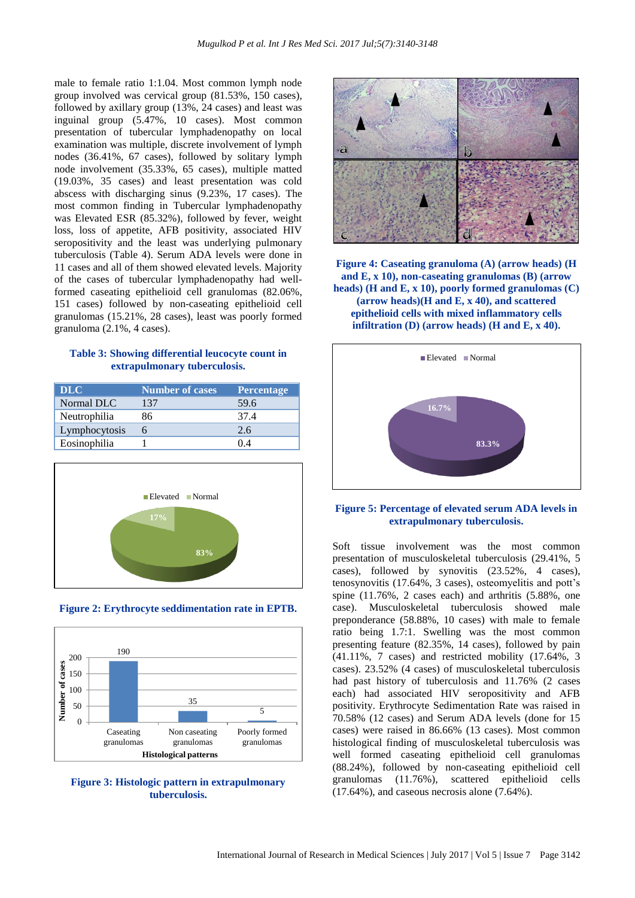male to female ratio 1:1.04. Most common lymph node group involved was cervical group (81.53%, 150 cases), followed by axillary group (13%, 24 cases) and least was inguinal group (5.47%, 10 cases). Most common presentation of tubercular lymphadenopathy on local examination was multiple, discrete involvement of lymph nodes (36.41%, 67 cases), followed by solitary lymph node involvement (35.33%, 65 cases), multiple matted (19.03%, 35 cases) and least presentation was cold abscess with discharging sinus (9.23%, 17 cases). The most common finding in Tubercular lymphadenopathy was Elevated ESR (85.32%), followed by fever, weight loss, loss of appetite, AFB positivity, associated HIV seropositivity and the least was underlying pulmonary tuberculosis (Table 4). Serum ADA levels were done in 11 cases and all of them showed elevated levels. Majority of the cases of tubercular lymphadenopathy had well-formed caseating epithelioid cell granulomas (82.06%, 151 cases) followed by non-caseating epithelioid cell granulomas (15.21%, 28 cases), least was poorly formed granuloma (2.1%, 4 cases).

**Table 3: Showing differential leucocyte count in extrapulmonary tuberculosis.**

| DLC | Number of cases | Percentage |
|---|---|---|
| Normal DLC | 137 | 59.6 |
| Neutrophilia | 86 | 37.4 |
| Lymphocytosis | 6 | 2.6 |
| Eosinophilia | 1 | 0.4 |

**Figure 2: Erythrocyte seddimentation rate in EPTB.**

**Figure 3: Histologic pattern in extrapulmonary tuberculosis.**

**Figure 4: Caseating granuloma (A) (arrow heads) (H and E, x 10), non-caseating granulomas (B) (arrow heads) (H and E, x 10), poorly formed granulomas (C) (arrow heads)(H and E, x 40), and scattered epithelioid cells with mixed inflammatory cells infiltration (D) (arrow heads) (H and E, x 40).**

**Figure 5: Percentage of elevated serum ADA levels in extrapulmonary tuberculosis.**

Soft tissue involvement was the most common presentation of musculoskeletal tuberculosis (29.41%, 5 cases), followed by synovitis (23.52%, 4 cases), tenosynovitis (17.64%, 3 cases), osteomyelitis and pott's spine (11.76%, 2 cases each) and arthritis (5.88%, one case). Musculoskeletal tuberculosis showed male preponderance (58.88%, 10 cases) with male to female ratio being 1.7:1. Swelling was the most common presenting feature (82.35%, 14 cases), followed by pain (41.11%, 7 cases) and restricted mobility (17.64%, 3 cases). 23.52% (4 cases) of musculoskeletal tuberculosis had past history of tuberculosis and 11.76% (2 cases each) had associated HIV seropositivity and AFB positivity. Erythrocyte Sedimentation Rate was raised in 70.58% (12 cases) and Serum ADA levels (done for 15 cases) were raised in 86.66% (13 cases). Most common histological finding of musculoskeletal tuberculosis was well formed caseating epithelioid cell granulomas (88.24%), followed by non-caseating epithelioid cell granulomas (11.76%), scattered epithelioid cells (17.64%), and caseous necrosis alone (7.64%).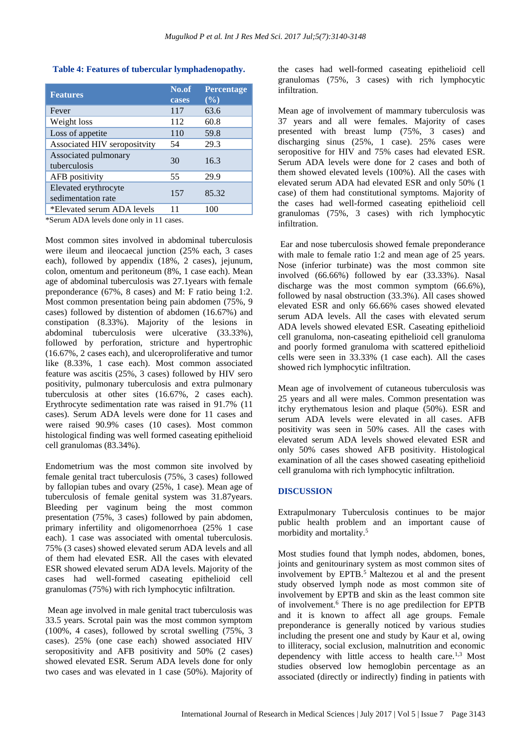**Table 4: Features of tubercular lymphadenopathy.**

| Features | No.of cases | Percentage (%) |
|---|---|---|
| Fever | 117 | 63.6 |
| Weight loss | 112 | 60.8 |
| Loss of appetite | 110 | 59.8 |
| Associated HIV seropositvity | 54 | 29.3 |
| Associated pulmonary tuberculosis | 30 | 16.3 |
| AFB positivity | 55 | 29.9 |
| Elevated erythrocyte sedimentation rate | 157 | 85.32 |
| *Elevated serum ADA levels | 11 | 100 |

*Serum ADA levels done only in 11 cases.

Most common sites involved in abdominal tuberculosis were ileum and ileocaecal junction (25% each, 3 cases each), followed by appendix (18%, 2 cases), jejunum, colon, omentum and peritoneum (8%, 1 case each). Mean age of abdominal tuberculosis was 27.1years with female preponderance (67%, 8 cases) and M: F ratio being 1:2. Most common presentation being pain abdomen (75%, 9 cases) followed by distention of abdomen (16.67%) and constipation (8.33%). Majority of the lesions in abdominal tuberculosis were ulcerative (33.33%), followed by perforation, stricture and hypertrophic (16.67%, 2 cases each), and ulceroproliferative and tumor like (8.33%, 1 case each). Most common associated feature was ascitis (25%, 3 cases) followed by HIV sero positivity, pulmonary tuberculosis and extra pulmonary tuberculosis at other sites (16.67%, 2 cases each). Erythrocyte sedimentation rate was raised in 91.7% (11 cases). Serum ADA levels were done for 11 cases and were raised 90.9% cases (10 cases). Most common histological finding was well formed caseating epithelioid cell granulomas (83.34%).

Endometrium was the most common site involved by female genital tract tuberculosis (75%, 3 cases) followed by fallopian tubes and ovary (25%, 1 case). Mean age of tuberculosis of female genital system was 31.87years. Bleeding per vaginum being the most common presentation (75%, 3 cases) followed by pain abdomen, primary infertility and oligomenorrhoea (25% 1 case each). 1 case was associated with omental tuberculosis. 75% (3 cases) showed elevated serum ADA levels and all of them had elevated ESR. All the cases with elevated ESR showed elevated serum ADA levels. Majority of the cases had well-formed caseating epithelioid cell granulomas (75%) with rich lymphocytic infiltration.

Mean age involved in male genital tract tuberculosis was 33.5 years. Scrotal pain was the most common symptom (100%, 4 cases), followed by scrotal swelling (75%, 3 cases). 25% (one case each) showed associated HIV seropositivity and AFB positivity and 50% (2 cases) showed elevated ESR. Serum ADA levels done for only two cases and was elevated in 1 case (50%). Majority of the cases had well-formed caseating epithelioid cell granulomas (75%, 3 cases) with rich lymphocytic infiltration.

Mean age of involvement of mammary tuberculosis was 37 years and all were females. Majority of cases presented with breast lump (75%, 3 cases) and discharging sinus (25%, 1 case). 25% cases were seropositive for HIV and 75% cases had elevated ESR. Serum ADA levels were done for 2 cases and both of them showed elevated levels (100%). All the cases with elevated serum ADA had elevated ESR and only 50% (1 case) of them had constitutional symptoms. Majority of the cases had well-formed caseating epithelioid cell granulomas (75%, 3 cases) with rich lymphocytic infiltration.

Ear and nose tuberculosis showed female preponderance with male to female ratio 1:2 and mean age of 25 years. Nose (inferior turbinate) was the most common site involved (66.66%) followed by ear (33.33%). Nasal discharge was the most common symptom (66.6%), followed by nasal obstruction (33.3%). All cases showed elevated ESR and only 66.66% cases showed elevated serum ADA levels. All the cases with elevated serum ADA levels showed elevated ESR. Caseating epithelioid cell granuloma, non-caseating epithelioid cell granuloma and poorly formed granuloma with scattered epithelioid cells were seen in 33.33% (1 case each). All the cases showed rich lymphocytic infiltration.

Mean age of involvement of cutaneous tuberculosis was 25 years and all were males. Common presentation was itchy erythematous lesion and plaque (50%). ESR and serum ADA levels were elevated in all cases. AFB positivity was seen in 50% cases. All the cases with elevated serum ADA levels showed elevated ESR and only 50% cases showed AFB positivity. Histological examination of all the cases showed caseating epithelioid cell granuloma with rich lymphocytic infiltration.

## DISCUSSION

Extrapulmonary Tuberculosis continues to be major public health problem and an important cause of morbidity and mortality.[5]

Most studies found that lymph nodes, abdomen, bones, joints and genitourinary system as most common sites of involvement by EPTB.[5] Maltezou et al and the present study observed lymph node as most common site of involvement by EPTB and skin as the least common site of involvement.[6] There is no age predilection for EPTB and it is known to affect all age groups. Female preponderance is generally noticed by various studies including the present one and study by Kaur et al, owing to illiteracy, social exclusion, malnutrition and economic dependency with little access to health care.[1,3] Most studies observed low hemoglobin percentage as an associated (directly or indirectly) finding in patients with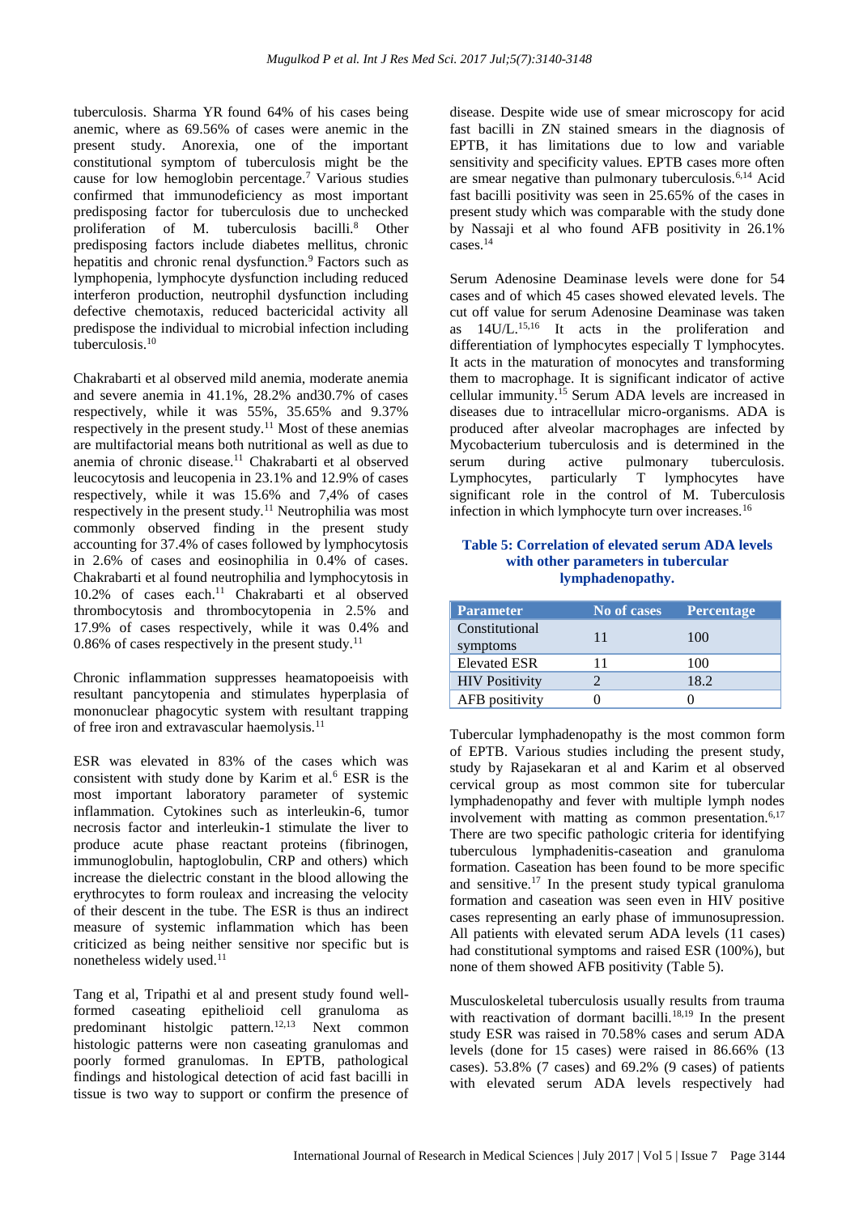tuberculosis. Sharma YR found 64% of his cases being anemic, where as 69.56% of cases were anemic in the present study. Anorexia, one of the important constitutional symptom of tuberculosis might be the cause for low hemoglobin percentage.[7] Various studies confirmed that immunodeficiency as most important predisposing factor for tuberculosis due to unchecked proliferation of M. tuberculosis bacilli.[8] Other predisposing factors include diabetes mellitus, chronic hepatitis and chronic renal dysfunction.[9] Factors such as lymphopenia, lymphocyte dysfunction including reduced interferon production, neutrophil dysfunction including defective chemotaxis, reduced bactericidal activity all predispose the individual to microbial infection including tuberculosis.[10]

Chakrabarti et al observed mild anemia, moderate anemia and severe anemia in 41.1%, 28.2% and30.7% of cases respectively, while it was 55%, 35.65% and 9.37% respectively in the present study.[11] Most of these anemias are multifactorial means both nutritional as well as due to anemia of chronic disease.[11] Chakrabarti et al observed leucocytosis and leucopenia in 23.1% and 12.9% of cases respectively, while it was 15.6% and 7,4% of cases respectively in the present study.[11] Neutrophilia was most commonly observed finding in the present study accounting for 37.4% of cases followed by lymphocytosis in 2.6% of cases and eosinophilia in 0.4% of cases. Chakrabarti et al found neutrophilia and lymphocytosis in 10.2% of cases each.[11] Chakrabarti et al observed thrombocytosis and thrombocytopenia in 2.5% and 17.9% of cases respectively, while it was 0.4% and 0.86% of cases respectively in the present study.[11]

Chronic inflammation suppresses heamatopoeisis with resultant pancytopenia and stimulates hyperplasia of mononuclear phagocytic system with resultant trapping of free iron and extravascular haemolysis.[11]

ESR was elevated in 83% of the cases which was consistent with study done by Karim et al.[6] ESR is the most important laboratory parameter of systemic inflammation. Cytokines such as interleukin-6, tumor necrosis factor and interleukin-1 stimulate the liver to produce acute phase reactant proteins (fibrinogen, immunoglobulin, haptoglobulin, CRP and others) which increase the dielectric constant in the blood allowing the erythrocytes to form rouleax and increasing the velocity of their descent in the tube. The ESR is thus an indirect measure of systemic inflammation which has been criticized as being neither sensitive nor specific but is nonetheless widely used.[11]

Tang et al, Tripathi et al and present study found well-formed caseating epithelioid cell granuloma as predominant histolgic pattern.[12,13] Next common histologic patterns were non caseating granulomas and poorly formed granulomas. In EPTB, pathological findings and histological detection of acid fast bacilli in tissue is two way to support or confirm the presence of disease. Despite wide use of smear microscopy for acid fast bacilli in ZN stained smears in the diagnosis of EPTB, it has limitations due to low and variable sensitivity and specificity values. EPTB cases more often are smear negative than pulmonary tuberculosis.[6,14] Acid fast bacilli positivity was seen in 25.65% of the cases in present study which was comparable with the study done by Nassaji et al who found AFB positivity in 26.1% cases.[14]

Serum Adenosine Deaminase levels were done for 54 cases and of which 45 cases showed elevated levels. The cut off value for serum Adenosine Deaminase was taken as 14U/L.[15,16] It acts in the proliferation and differentiation of lymphocytes especially T lymphocytes. It acts in the maturation of monocytes and transforming them to macrophage. It is significant indicator of active cellular immunity.[15] Serum ADA levels are increased in diseases due to intracellular micro-organisms. ADA is produced after alveolar macrophages are infected by Mycobacterium tuberculosis and is determined in the serum during active pulmonary tuberculosis. Lymphocytes, particularly T lymphocytes have significant role in the control of M. Tuberculosis infection in which lymphocyte turn over increases.[16]

**Table 5: Correlation of elevated serum ADA levels with other parameters in tubercular lymphadenopathy.**

| Parameter | No of cases | Percentage |
|---|---|---|
| Constitutional symptoms | 11 | 100 |
| Elevated ESR | 11 | 100 |
| HIV Positivity | 2 | 18.2 |
| AFB positivity | 0 | 0 |

Tubercular lymphadenopathy is the most common form of EPTB. Various studies including the present study, study by Rajasekaran et al and Karim et al observed cervical group as most common site for tubercular lymphadenopathy and fever with multiple lymph nodes involvement with matting as common presentation.[6,17] There are two specific pathologic criteria for identifying tuberculous lymphadenitis-caseation and granuloma formation. Caseation has been found to be more specific and sensitive.[17] In the present study typical granuloma formation and caseation was seen even in HIV positive cases representing an early phase of immunosupression. All patients with elevated serum ADA levels (11 cases) had constitutional symptoms and raised ESR (100%), but none of them showed AFB positivity (Table 5).

Musculoskeletal tuberculosis usually results from trauma with reactivation of dormant bacilli.[18,19] In the present study ESR was raised in 70.58% cases and serum ADA levels (done for 15 cases) were raised in 86.66% (13 cases). 53.8% (7 cases) and 69.2% (9 cases) of patients with elevated serum ADA levels respectively had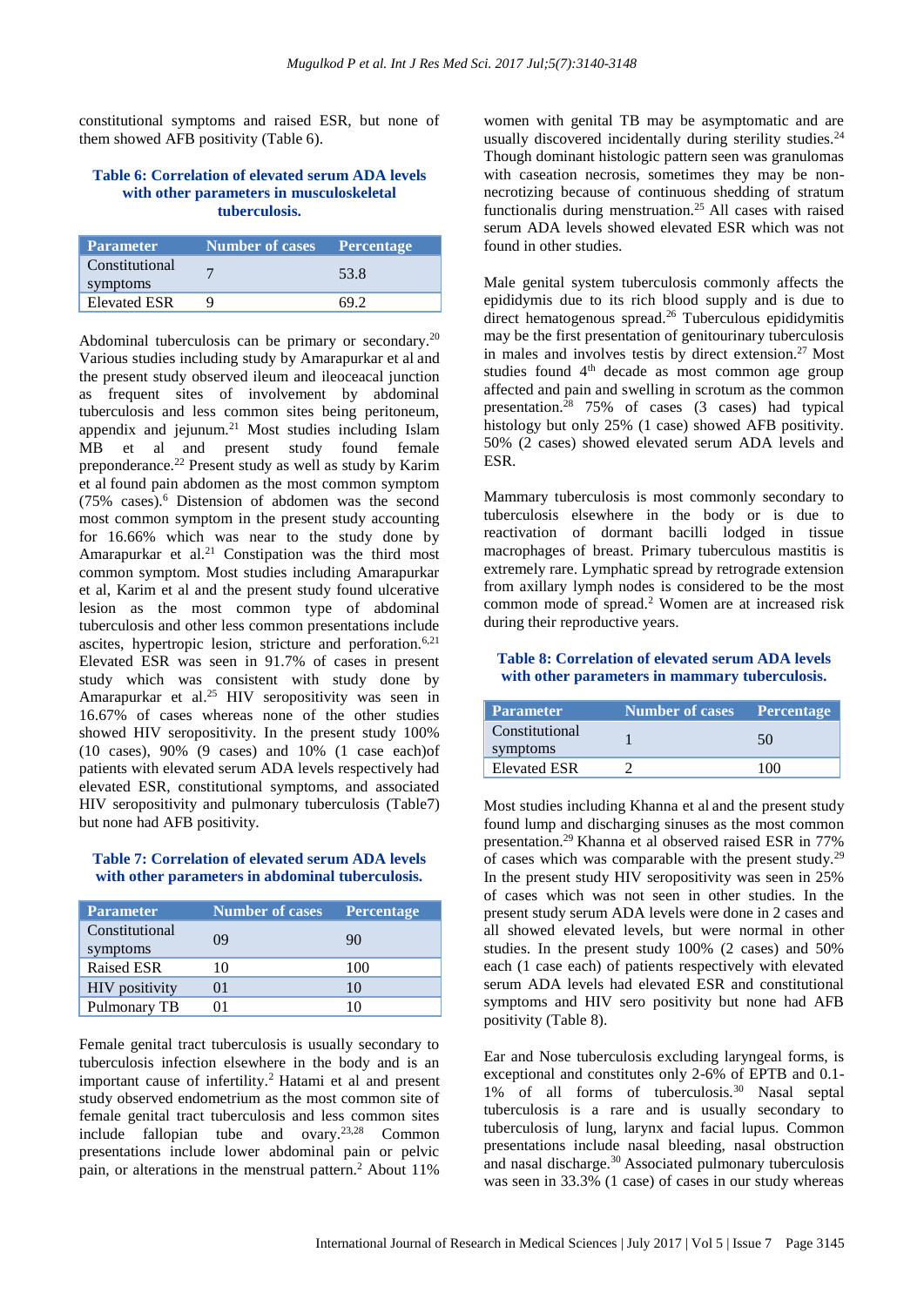constitutional symptoms and raised ESR, but none of them showed AFB positivity (Table 6).

**Table 6: Correlation of elevated serum ADA levels with other parameters in musculoskeletal tuberculosis.**

| Parameter | Number of cases | Percentage |
|---|---|---|
| Constitutional symptoms | 7 | 53.8 |
| Elevated ESR | 9 | 69.2 |

Abdominal tuberculosis can be primary or secondary.[20] Various studies including study by Amarapurkar et al and the present study observed ileum and ileocecal junction as frequent sites of involvement by abdominal tuberculosis and less common sites being peritoneum, appendix and jejunum.[21] Most studies including Islam MB et al and present study found female preponderance.[22] Present study as well as study by Karim et al found pain abdomen as the most common symptom (75% cases).[6] Distension of abdomen was the second most common symptom in the present study accounting for 16.66% which was near to the study done by Amarapurkar et al.[21] Constipation was the third most common symptom. Most studies including Amarapurkar et al, Karim et al and the present study found ulcerative lesion as the most common type of abdominal tuberculosis and other less common presentations include ascites, hypertropic lesion, stricture and perforation.[6,21] Elevated ESR was seen in 91.7% of cases in present study which was consistent with study done by Amarapurkar et al.[25] HIV seropositivity was seen in 16.67% of cases whereas none of the other studies showed HIV seropositivity. In the present study 100% (10 cases), 90% (9 cases) and 10% (1 case each)of patients with elevated serum ADA levels respectively had elevated ESR, constitutional symptoms, and associated HIV seropositivity and pulmonary tuberculosis (Table7) but none had AFB positivity.

**Table 7: Correlation of elevated serum ADA levels with other parameters in abdominal tuberculosis.**

| Parameter | Number of cases | Percentage |
|---|---|---|
| Constitutional symptoms | 09 | 90 |
| Raised ESR | 10 | 100 |
| HIV positivity | 01 | 10 |
| Pulmonary TB | 01 | 10 |

Female genital tract tuberculosis is usually secondary to tuberculosis infection elsewhere in the body and is an important cause of infertility.[2] Hatami et al and present study observed endometrium as the most common site of female genital tract tuberculosis and less common sites include fallopian tube and ovary.[23,28] Common presentations include lower abdominal pain or pelvic pain, or alterations in the menstrual pattern.[2] About 11% women with genital TB may be asymptomatic and are usually discovered incidentally during sterility studies.[24] Though dominant histologic pattern seen was granulomas with caseation necrosis, sometimes they may be non-necrotizing because of continuous shedding of stratum functionalis during menstruation.[25] All cases with raised serum ADA levels showed elevated ESR which was not found in other studies.

Male genital system tuberculosis commonly affects the epididymis due to its rich blood supply and is due to direct hematogenous spread.[26] Tuberculous epididymitis may be the first presentation of genitourinary tuberculosis in males and involves testis by direct extension.[27] Most studies found 4th decade as most common age group affected and pain and swelling in scrotum as the common presentation.[28] 75% of cases (3 cases) had typical histology but only 25% (1 case) showed AFB positivity. 50% (2 cases) showed elevated serum ADA levels and ESR.

Mammary tuberculosis is most commonly secondary to tuberculosis elsewhere in the body or is due to reactivation of dormant bacilli lodged in tissue macrophages of breast. Primary tuberculous mastitis is extremely rare. Lymphatic spread by retrograde extension from axillary lymph nodes is considered to be the most common mode of spread.[2] Women are at increased risk during their reproductive years.

**Table 8: Correlation of elevated serum ADA levels with other parameters in mammary tuberculosis.**

| Parameter | Number of cases | Percentage |
|---|---|---|
| Constitutional symptoms | 1 | 50 |
| Elevated ESR | 2 | 100 |

Most studies including Khanna et al and the present study found lump and discharging sinuses as the most common presentation.[29] Khanna et al observed raised ESR in 77% of cases which was comparable with the present study.[29] In the present study HIV seropositivity was seen in 25% of cases which was not seen in other studies. In the present study serum ADA levels were done in 2 cases and all showed elevated levels, but were normal in other studies. In the present study 100% (2 cases) and 50% each (1 case each) of patients respectively with elevated serum ADA levels had elevated ESR and constitutional symptoms and HIV sero positivity but none had AFB positivity (Table 8).

Ear and Nose tuberculosis excluding laryngeal forms, is exceptional and constitutes only 2-6% of EPTB and 0.1-1% of all forms of tuberculosis.[30] Nasal septal tuberculosis is a rare and is usually secondary to tuberculosis of lung, larynx and facial lupus. Common presentations include nasal bleeding, nasal obstruction and nasal discharge.[30] Associated pulmonary tuberculosis was seen in 33.3% (1 case) of cases in our study whereas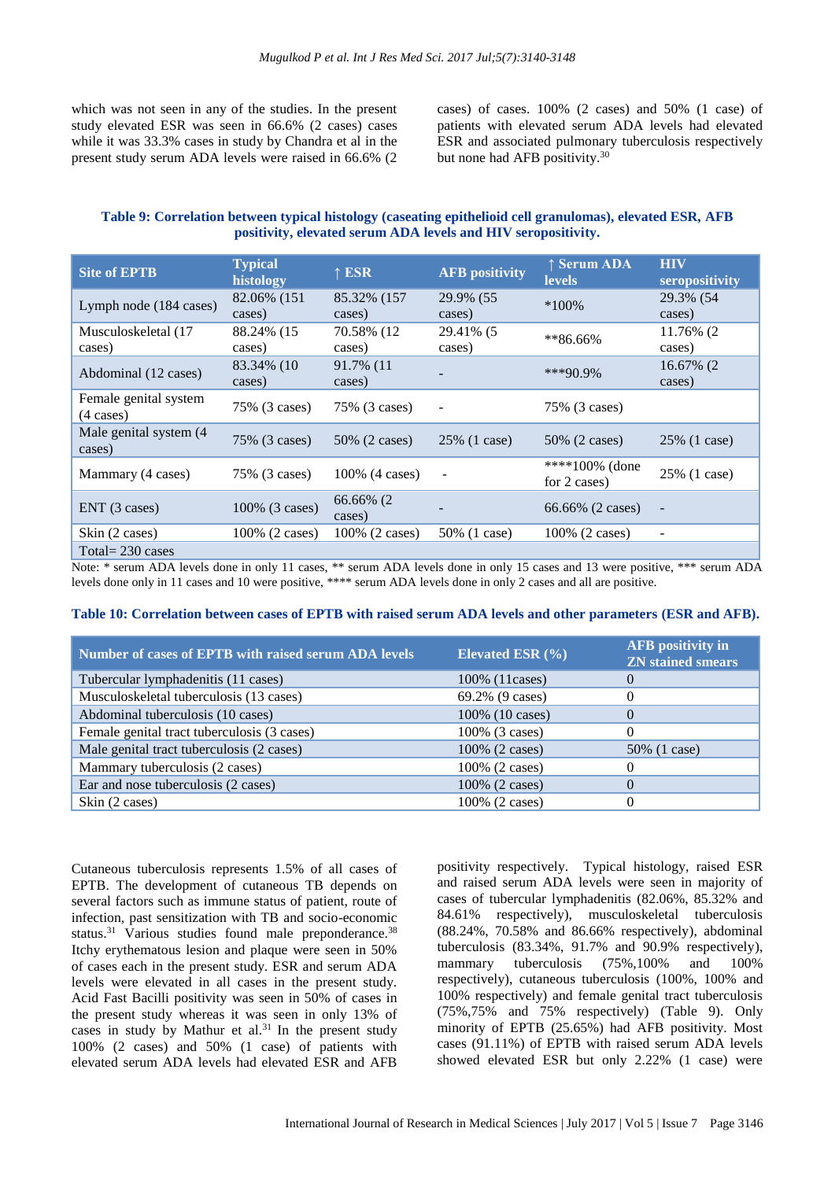which was not seen in any of the studies. In the present study elevated ESR was seen in 66.6% (2 cases) cases while it was 33.3% cases in study by Chandra et al in the present study serum ADA levels were raised in 66.6% (2 cases) of cases. 100% (2 cases) and 50% (1 case) of patients with elevated serum ADA levels had elevated ESR and associated pulmonary tuberculosis respectively but none had AFB positivity.[30]

**Table 9: Correlation between typical histology (caseating epithelioid cell granulomas), elevated ESR, AFB positivity, elevated serum ADA levels and HIV seropositivity.**

| Site of EPTB | Typical histology | ↑ ESR | AFB positivity | ↑ Serum ADA levels | HIV seropositivity |
|---|---|---|---|---|---|
| Lymph node (184 cases) | 82.06% (151 cases) | 85.32% (157 cases) | 29.9% (55 cases) | *100% | 29.3% (54 cases) |
| Musculoskeletal (17 cases) | 88.24% (15 cases) | 70.58% (12 cases) | 29.41% (5 cases) | **86.66% | 11.76% (2 cases) |
| Abdominal (12 cases) | 83.34% (10 cases) | 91.7% (11 cases) | - | ***90.9% | 16.67% (2 cases) |
| Female genital system (4 cases) | 75% (3 cases) | 75% (3 cases) | - | 75% (3 cases) | |
| Male genital system (4 cases) | 75% (3 cases) | 50% (2 cases) | 25% (1 case) | 50% (2 cases) | 25% (1 case) |
| Mammary (4 cases) | 75% (3 cases) | 100% (4 cases) | - | ****100% (done for 2 cases) | 25% (1 case) |
| ENT (3 cases) | 100% (3 cases) | 66.66% (2 cases) | - | 66.66% (2 cases) | - |
| Skin (2 cases) | 100% (2 cases) | 100% (2 cases) | 50% (1 case) | 100% (2 cases) | - |
| Total= 230 cases | | | | | |

Note: * serum ADA levels done in only 11 cases, ** serum ADA levels done in only 15 cases and 13 were positive, *** serum ADA levels done only in 11 cases and 10 were positive, **** serum ADA levels done in only 2 cases and all are positive.

**Table 10: Correlation between cases of EPTB with raised serum ADA levels and other parameters (ESR and AFB).**

| Number of cases of EPTB with raised serum ADA levels | Elevated ESR (%) | AFB positivity in ZN stained smears |
|---|---|---|
| Tubercular lymphadenitis (11 cases) | 100% (11cases) | 0 |
| Musculoskeletal tuberculosis (13 cases) | 69.2% (9 cases) | 0 |
| Abdominal tuberculosis (10 cases) | 100% (10 cases) | 0 |
| Female genital tract tuberculosis (3 cases) | 100% (3 cases) | 0 |
| Male genital tract tuberculosis (2 cases) | 100% (2 cases) | 50% (1 case) |
| Mammary tuberculosis (2 cases) | 100% (2 cases) | 0 |
| Ear and nose tuberculosis (2 cases) | 100% (2 cases) | 0 |
| Skin (2 cases) | 100% (2 cases) | 0 |

Cutaneous tuberculosis represents 1.5% of all cases of EPTB. The development of cutaneous TB depends on several factors such as immune status of patient, route of infection, past sensitization with TB and socio-economic status.[31] Various studies found male preponderance.[38] Itchy erythematous lesion and plaque were seen in 50% of cases each in the present study. ESR and serum ADA levels were elevated in all cases in the present study. Acid Fast Bacilli positivity was seen in 50% of cases in the present study whereas it was seen in only 13% of cases in study by Mathur et al.[31] In the present study 100% (2 cases) and 50% (1 case) of patients with elevated serum ADA levels had elevated ESR and AFB positivity respectively. Typical histology, raised ESR and raised serum ADA levels were seen in majority of cases of tubercular lymphadenitis (82.06%, 85.32% and 84.61% respectively), musculoskeletal tuberculosis (88.24%, 70.58% and 86.66% respectively), abdominal tuberculosis (83.34%, 91.7% and 90.9% respectively), mammary tuberculosis (75%,100% and 100% respectively), cutaneous tuberculosis (100%, 100% and 100% respectively) and female genital tract tuberculosis (75%,75% and 75% respectively) (Table 9). Only minority of EPTB (25.65%) had AFB positivity. Most cases (91.11%) of EPTB with raised serum ADA levels showed elevated ESR but only 2.22% (1 case) were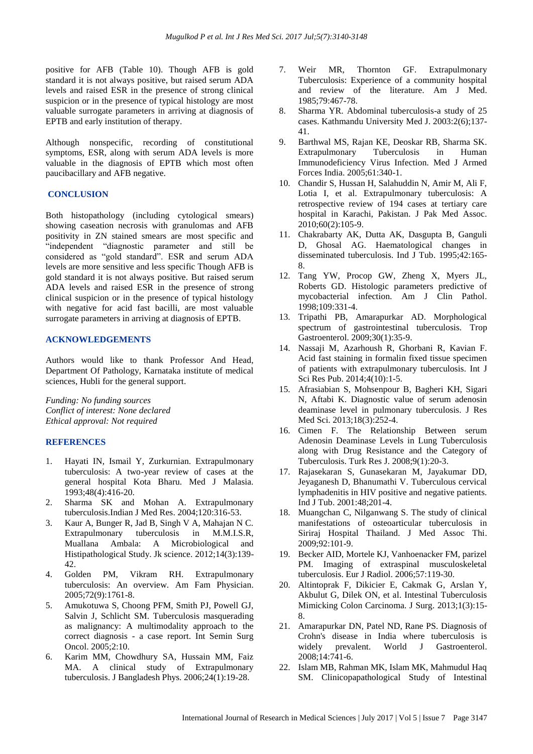positive for AFB (Table 10). Though AFB is gold standard it is not always positive, but raised serum ADA levels and raised ESR in the presence of strong clinical suspicion or in the presence of typical histology are most valuable surrogate parameters in arriving at diagnosis of EPTB and early institution of therapy.

Although nonspecific, recording of constitutional symptoms, ESR, along with serum ADA levels is more valuable in the diagnosis of EPTB which most often paucibacillary and AFB negative.

## CONCLUSION

Both histopathology (including cytological smears) showing caseation necrosis with granulomas and AFB positivity in ZN stained smears are most specific and "independent "diagnostic parameter and still be considered as "gold standard". ESR and serum ADA levels are more sensitive and less specific Though AFB is gold standard it is not always positive. But raised serum ADA levels and raised ESR in the presence of strong clinical suspicion or in the presence of typical histology with negative for acid fast bacilli, are most valuable surrogate parameters in arriving at diagnosis of EPTB.

## ACKNOWLEDGEMENTS

Authors would like to thank Professor And Head, Department Of Pathology, Karnataka institute of medical sciences, Hubli for the general support.

*Funding: No funding sources*
*Conflict of interest: None declared*
*Ethical approval: Not required*

## REFERENCES

1. Hayati IN, Ismail Y, Zurkurnian. Extrapulmonary tuberculosis: A two-year review of cases at the general hospital Kota Bharu. Med J Malasia. 1993;48(4):416-20.
2. Sharma SK and Mohan A. Extrapulmonary tuberculosis.Indian J Med Res. 2004;120:316-53.
3. Kaur A, Bunger R, Jad B, Singh V A, Mahajan N C. Extrapulmonary tuberculosis in M.M.I.S.R, Muallana Ambala: A Microbiological and Histipathological Study. Jk science. 2012;14(3):139-42.
4. Golden PM, Vikram RH. Extrapulmonary tuberculosis: An overview. Am Fam Physician. 2005;72(9):1761-8.
5. Amukotuwa S, Choong PFM, Smith PJ, Powell GJ, Salvin J, Schlicht SM. Tuberculosis masquerading as malignancy: A multimodality approach to the correct diagnosis - a case report. Int Semin Surg Oncol. 2005;2:10.
6. Karim MM, Chowdhury SA, Hussain MM, Faiz MA. A clinical study of Extrapulmonary tuberculosis. J Bangladesh Phys. 2006;24(1):19-28.
7. Weir MR, Thornton GF. Extrapulmonary Tuberculosis: Experience of a community hospital and review of the literature. Am J Med. 1985;79:467-78.
8. Sharma YR. Abdominal tuberculosis-a study of 25 cases. Kathmandu University Med J. 2003:2(6);137-41.
9. Barthwal MS, Rajan KE, Deoskar RB, Sharma SK. Extrapulmonary Tuberculosis in Human Immunodeficiency Virus Infection. Med J Armed Forces India. 2005;61:340-1.
10. Chandir S, Hussan H, Salahuddin N, Amir M, Ali F, Lotia I, et al. Extrapulmonary tuberculosis: A retrospective review of 194 cases at tertiary care hospital in Karachi, Pakistan. J Pak Med Assoc. 2010;60(2):105-9.
11. Chakrabarty AK, Dutta AK, Dasgupta B, Ganguli D, Ghosal AG. Haematological changes in disseminated tuberculosis. Ind J Tub. 1995;42:165-8.
12. Tang YW, Procop GW, Zheng X, Myers JL, Roberts GD. Histologic parameters predictive of mycobacterial infection. Am J Clin Pathol. 1998;109:331-4.
13. Tripathi PB, Amarapurkar AD. Morphological spectrum of gastrointestinal tuberculosis. Trop Gastroenterol. 2009;30(1):35-9.
14. Nassaji M, Azarhoush R, Ghorbani R, Kavian F. Acid fast staining in formalin fixed tissue specimen of patients with extrapulmonary tuberculosis. Int J Sci Res Pub. 2014;4(10):1-5.
15. Afrasiabian S, Mohsenpour B, Bagheri KH, Sigari N, Aftabi K. Diagnostic value of serum adenosin deaminase level in pulmonary tuberculosis. J Res Med Sci. 2013;18(3):252-4.
16. Cimen F. The Relationship Between serum Adenosin Deaminase Levels in Lung Tuberculosis along with Drug Resistance and the Category of Tuberculosis. Turk Res J. 2008;9(1):20-3.
17. Rajasekaran S, Gunasekaran M, Jayakumar DD, Jeyaganesh D, Bhanumathi V. Tuberculous cervical lymphadenitis in HIV positive and negative patients. Ind J Tub. 2001:48;201-4.
18. Muangchan C, Nilganwang S. The study of clinical manifestations of osteoarticular tuberculosis in Siriraj Hospital Thailand. J Med Assoc Thi. 2009;92:101-9.
19. Becker AID, Mortele KJ, Vanhoenacker FM, parizel PM. Imaging of extraspinal musculoskeletal tuberculosis. Eur J Radiol. 2006;57:119-30.
20. Altintoprak F, Dikicier E, Cakmak G, Arslan Y, Akbulut G, Dilek ON, et al. Intestinal Tuberculosis Mimicking Colon Carcinoma. J Surg. 2013;1(3):15-8.
21. Amarapurkar DN, Patel ND, Rane PS. Diagnosis of Crohn's disease in India where tuberculosis is widely prevalent. World J Gastroenterol. 2008;14:741-6.
22. Islam MB, Rahman MK, Islam MK, Mahmudul Haq SM. Clinicopapathological Study of Intestinal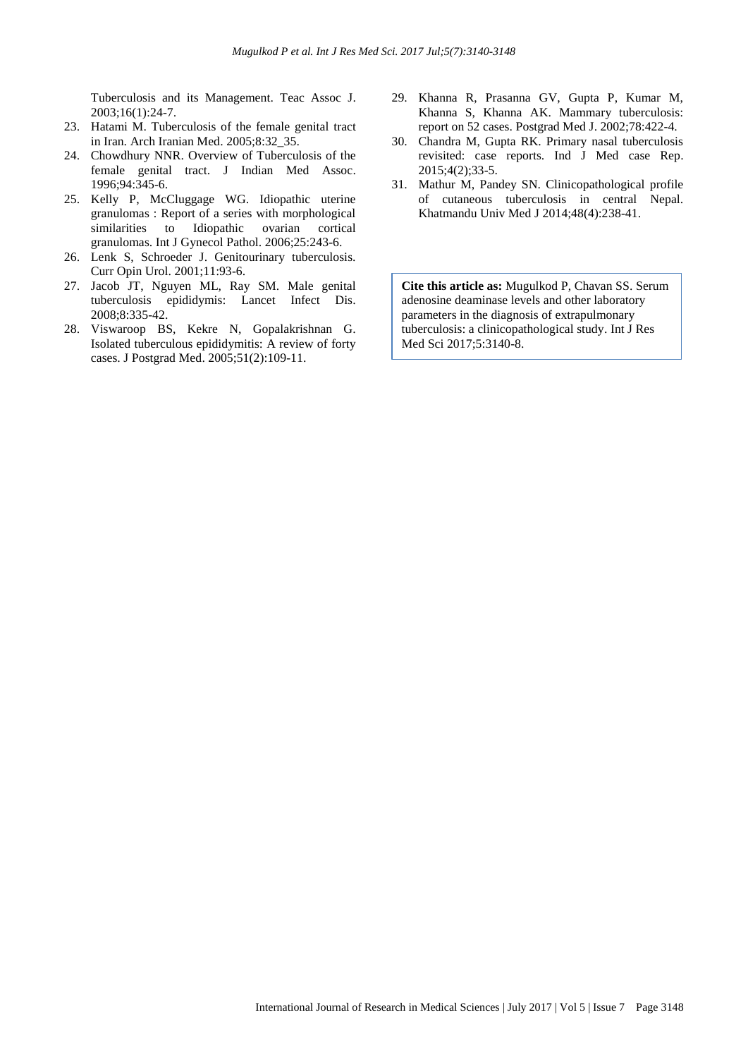Tuberculosis and its Management. Teac Assoc J. 2003;16(1):24-7.

23. Hatami M. Tuberculosis of the female genital tract in Iran. Arch Iranian Med. 2005;8:32_35.
24. Chowdhury NNR. Overview of Tuberculosis of the female genital tract. J Indian Med Assoc. 1996;94:345-6.
25. Kelly P, McCluggage WG. Idiopathic uterine granulomas : Report of a series with morphological similarities to Idiopathic ovarian cortical granulomas. Int J Gynecol Pathol. 2006;25:243-6.
26. Lenk S, Schroeder J. Genitourinary tuberculosis. Curr Opin Urol. 2001;11:93-6.
27. Jacob JT, Nguyen ML, Ray SM. Male genital tuberculosis epididymis: Lancet Infect Dis. 2008;8:335-42.
28. Viswaroop BS, Kekre N, Gopalakrishnan G. Isolated tuberculous epididymitis: A review of forty cases. J Postgrad Med. 2005;51(2):109-11.
29. Khanna R, Prasanna GV, Gupta P, Kumar M, Khanna S, Khanna AK. Mammary tuberculosis: report on 52 cases. Postgrad Med J. 2002;78:422-4.
30. Chandra M, Gupta RK. Primary nasal tuberculosis revisited: case reports. Ind J Med case Rep. 2015;4(2);33-5.
31. Mathur M, Pandey SN. Clinicopathological profile of cutaneous tuberculosis in central Nepal. Khatmandu Univ Med J 2014;48(4):238-41.

**Cite this article as:** Mugulkod P, Chavan SS. Serum adenosine deaminase levels and other laboratory parameters in the diagnosis of extrapulmonary tuberculosis: a clinicopathological study. Int J Res Med Sci 2017;5:3140-8.